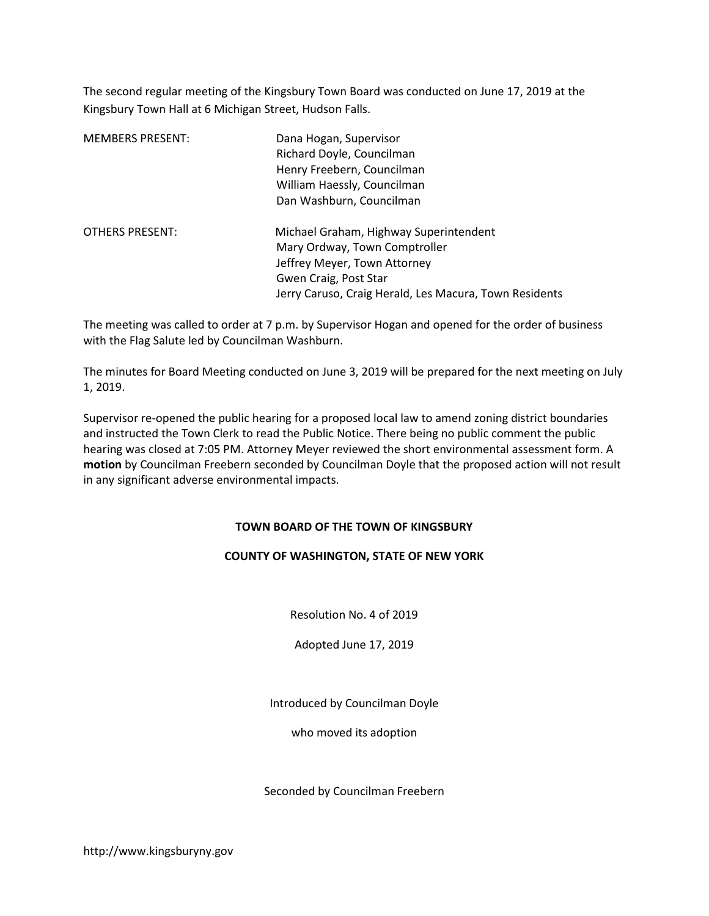The second regular meeting of the Kingsbury Town Board was conducted on June 17, 2019 at the Kingsbury Town Hall at 6 Michigan Street, Hudson Falls.

| | |
|---|---|
| MEMBERS PRESENT: | Dana Hogan, Supervisor |
| | Richard Doyle, Councilman |
| | Henry Freebern, Councilman |
| | William Haessly, Councilman |
| | Dan Washburn, Councilman |
| OTHERS PRESENT: | Michael Graham, Highway Superintendent |
| | Mary Ordway, Town Comptroller |
| | Jeffrey Meyer, Town Attorney |
| | Gwen Craig, Post Star |
| | Jerry Caruso, Craig Herald, Les Macura, Town Residents |

The meeting was called to order at 7 p.m. by Supervisor Hogan and opened for the order of business with the Flag Salute led by Councilman Washburn.

The minutes for Board Meeting conducted on June 3, 2019 will be prepared for the next meeting on July 1, 2019.

Supervisor re-opened the public hearing for a proposed local law to amend zoning district boundaries and instructed the Town Clerk to read the Public Notice. There being no public comment the public hearing was closed at 7:05 PM. Attorney Meyer reviewed the short environmental assessment form. A **motion** by Councilman Freebern seconded by Councilman Doyle that the proposed action will not result in any significant adverse environmental impacts.

**TOWN BOARD OF THE TOWN OF KINGSBURY**

**COUNTY OF WASHINGTON, STATE OF NEW YORK**

Resolution No. 4 of 2019

Adopted June 17, 2019

Introduced by Councilman Doyle

who moved its adoption

Seconded by Councilman Freebern

http://www.kingsburyny.gov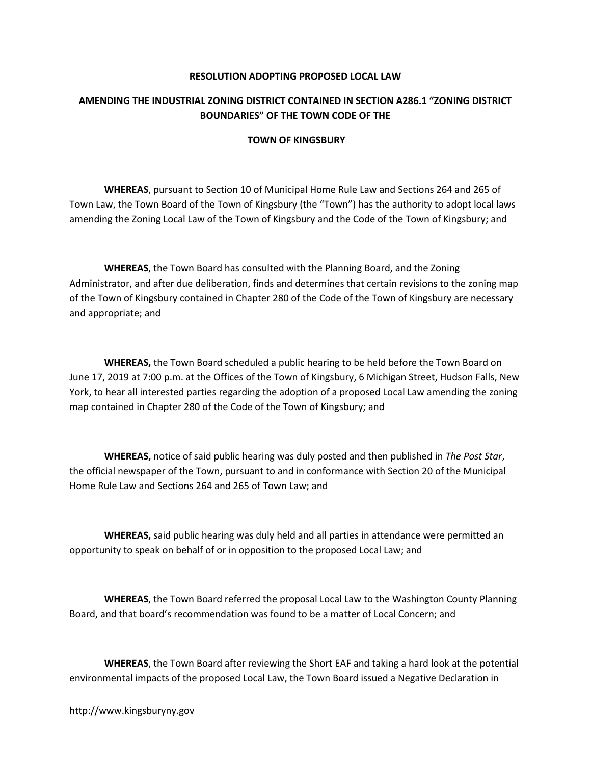**RESOLUTION ADOPTING PROPOSED LOCAL LAW**

**AMENDING THE INDUSTRIAL ZONING DISTRICT CONTAINED IN SECTION A286.1 "ZONING DISTRICT BOUNDARIES" OF THE TOWN CODE OF THE**

**TOWN OF KINGSBURY**

**WHEREAS**, pursuant to Section 10 of Municipal Home Rule Law and Sections 264 and 265 of Town Law, the Town Board of the Town of Kingsbury (the "Town") has the authority to adopt local laws amending the Zoning Local Law of the Town of Kingsbury and the Code of the Town of Kingsbury; and

**WHEREAS**, the Town Board has consulted with the Planning Board, and the Zoning Administrator, and after due deliberation, finds and determines that certain revisions to the zoning map of the Town of Kingsbury contained in Chapter 280 of the Code of the Town of Kingsbury are necessary and appropriate; and

**WHEREAS,** the Town Board scheduled a public hearing to be held before the Town Board on June 17, 2019 at 7:00 p.m. at the Offices of the Town of Kingsbury, 6 Michigan Street, Hudson Falls, New York, to hear all interested parties regarding the adoption of a proposed Local Law amending the zoning map contained in Chapter 280 of the Code of the Town of Kingsbury; and

**WHEREAS,** notice of said public hearing was duly posted and then published in *The Post Star*, the official newspaper of the Town, pursuant to and in conformance with Section 20 of the Municipal Home Rule Law and Sections 264 and 265 of Town Law; and

**WHEREAS,** said public hearing was duly held and all parties in attendance were permitted an opportunity to speak on behalf of or in opposition to the proposed Local Law; and

**WHEREAS**, the Town Board referred the proposal Local Law to the Washington County Planning Board, and that board's recommendation was found to be a matter of Local Concern; and

**WHEREAS**, the Town Board after reviewing the Short EAF and taking a hard look at the potential environmental impacts of the proposed Local Law, the Town Board issued a Negative Declaration in

http://www.kingsburyny.gov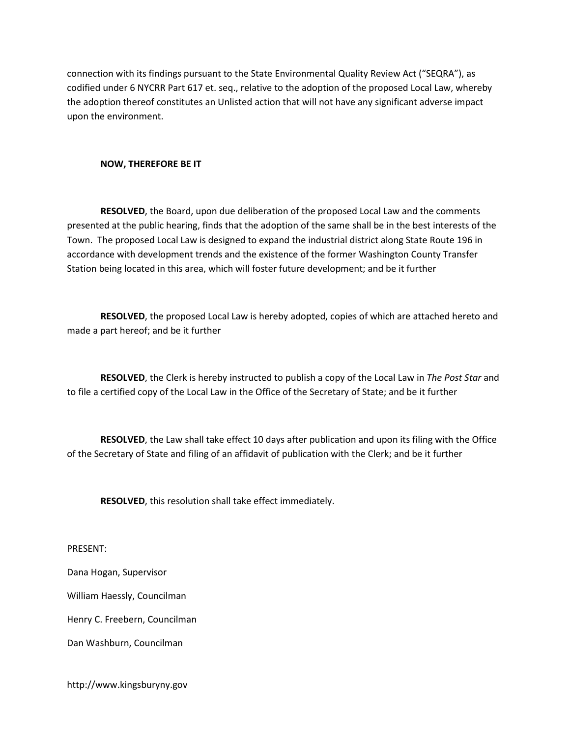connection with its findings pursuant to the State Environmental Quality Review Act ("SEQRA"), as codified under 6 NYCRR Part 617 et. seq., relative to the adoption of the proposed Local Law, whereby the adoption thereof constitutes an Unlisted action that will not have any significant adverse impact upon the environment.

**NOW, THEREFORE BE IT**

**RESOLVED**, the Board, upon due deliberation of the proposed Local Law and the comments presented at the public hearing, finds that the adoption of the same shall be in the best interests of the Town. The proposed Local Law is designed to expand the industrial district along State Route 196 in accordance with development trends and the existence of the former Washington County Transfer Station being located in this area, which will foster future development; and be it further

**RESOLVED**, the proposed Local Law is hereby adopted, copies of which are attached hereto and made a part hereof; and be it further

**RESOLVED**, the Clerk is hereby instructed to publish a copy of the Local Law in *The Post Star* and to file a certified copy of the Local Law in the Office of the Secretary of State; and be it further

**RESOLVED**, the Law shall take effect 10 days after publication and upon its filing with the Office of the Secretary of State and filing of an affidavit of publication with the Clerk; and be it further

**RESOLVED**, this resolution shall take effect immediately.

PRESENT:

Dana Hogan, Supervisor

William Haessly, Councilman

Henry C. Freebern, Councilman

Dan Washburn, Councilman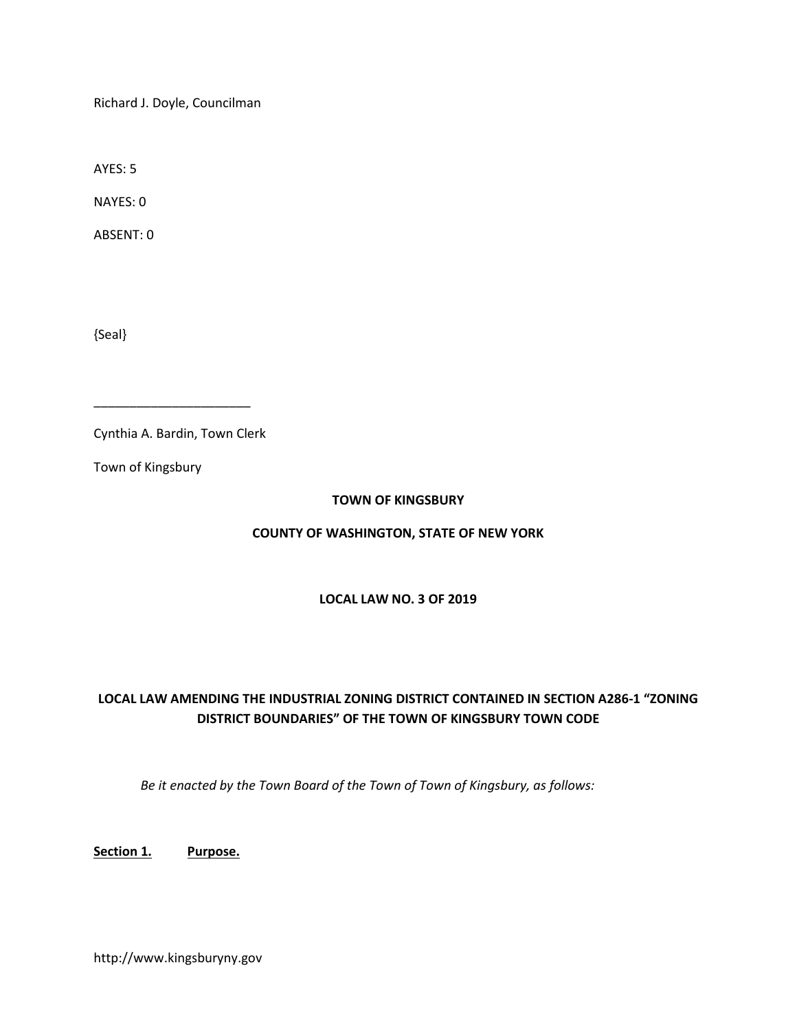Richard J. Doyle, Councilman

AYES: 5

NAYES: 0

ABSENT: 0

{Seal}

______________________

Cynthia A. Bardin, Town Clerk

Town of Kingsbury

**TOWN OF KINGSBURY**

**COUNTY OF WASHINGTON, STATE OF NEW YORK**

**LOCAL LAW NO. 3 OF 2019**

**LOCAL LAW AMENDING THE INDUSTRIAL ZONING DISTRICT CONTAINED IN SECTION A286-1 "ZONING DISTRICT BOUNDARIES" OF THE TOWN OF KINGSBURY TOWN CODE**

*Be it enacted by the Town Board of the Town of Town of Kingsbury, as follows:*

**Section 1. Purpose.**

http://www.kingsburyny.gov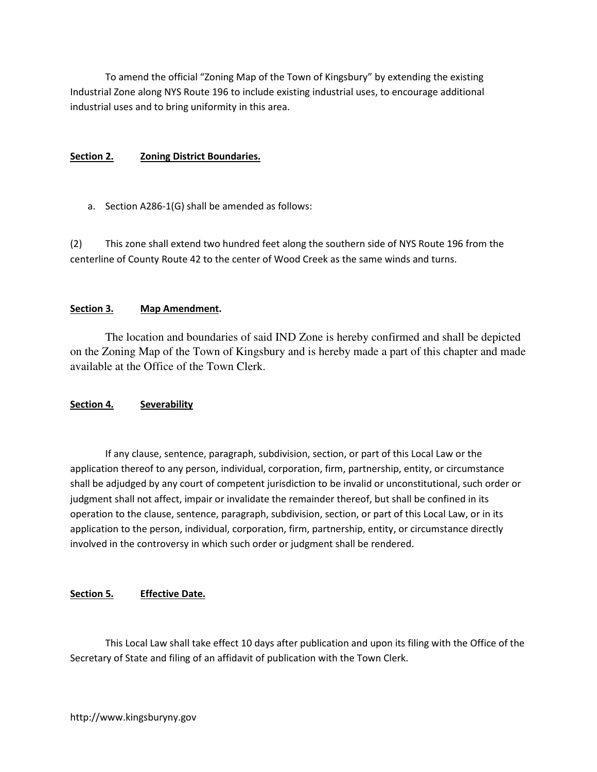To amend the official "Zoning Map of the Town of Kingsbury" by extending the existing Industrial Zone along NYS Route 196 to include existing industrial uses, to encourage additional industrial uses and to bring uniformity in this area.

**Section 2. Zoning District Boundaries.**

a. Section A286-1(G) shall be amended as follows:

(2) This zone shall extend two hundred feet along the southern side of NYS Route 196 from the centerline of County Route 42 to the center of Wood Creek as the same winds and turns.

**Section 3. Map Amendment.**

The location and boundaries of said IND Zone is hereby confirmed and shall be depicted on the Zoning Map of the Town of Kingsbury and is hereby made a part of this chapter and made available at the Office of the Town Clerk.

**Section 4. Severability**

If any clause, sentence, paragraph, subdivision, section, or part of this Local Law or the application thereof to any person, individual, corporation, firm, partnership, entity, or circumstance shall be adjudged by any court of competent jurisdiction to be invalid or unconstitutional, such order or judgment shall not affect, impair or invalidate the remainder thereof, but shall be confined in its operation to the clause, sentence, paragraph, subdivision, section, or part of this Local Law, or in its application to the person, individual, corporation, firm, partnership, entity, or circumstance directly involved in the controversy in which such order or judgment shall be rendered.

**Section 5. Effective Date.**

This Local Law shall take effect 10 days after publication and upon its filing with the Office of the Secretary of State and filing of an affidavit of publication with the Town Clerk.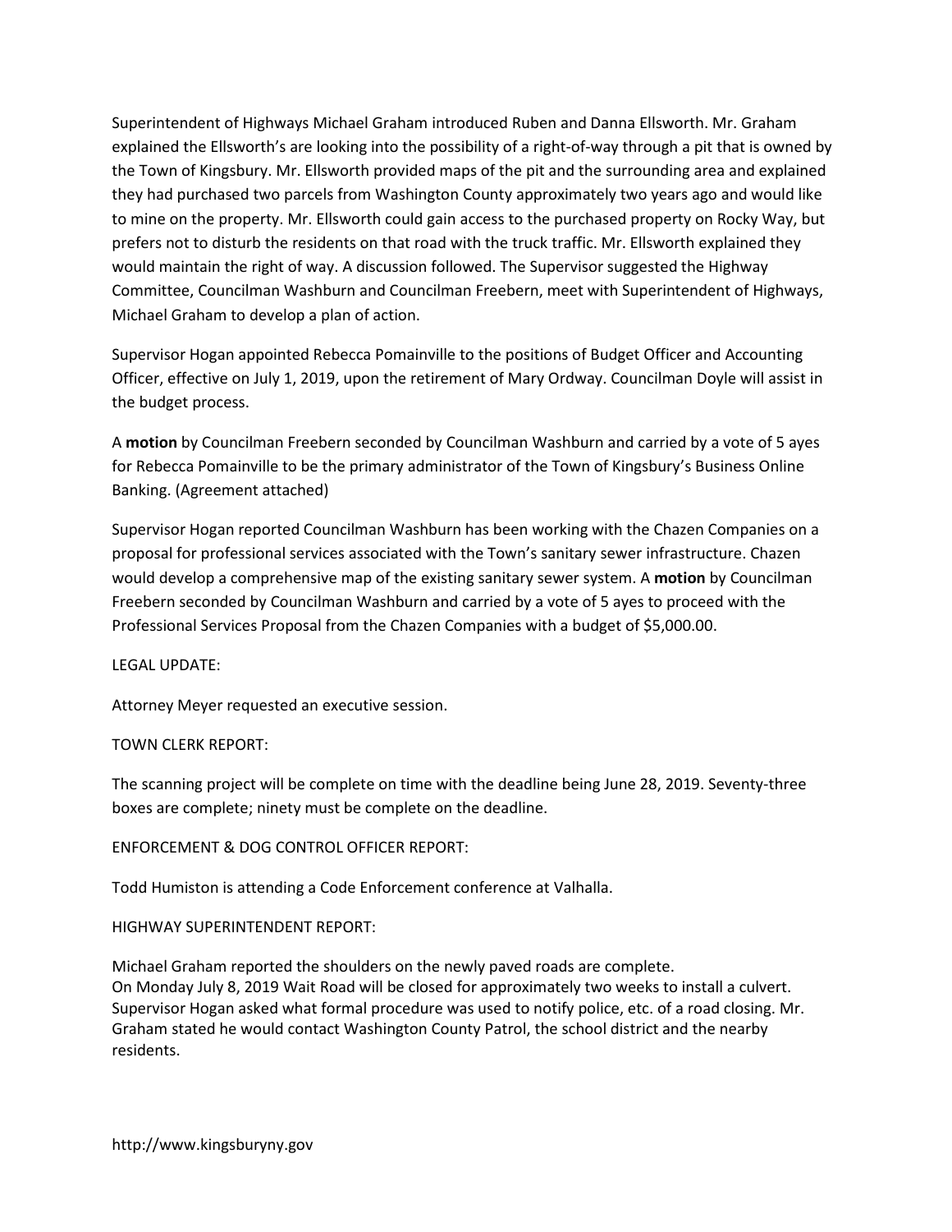Superintendent of Highways Michael Graham introduced Ruben and Danna Ellsworth. Mr. Graham explained the Ellsworth's are looking into the possibility of a right-of-way through a pit that is owned by the Town of Kingsbury. Mr. Ellsworth provided maps of the pit and the surrounding area and explained they had purchased two parcels from Washington County approximately two years ago and would like to mine on the property. Mr. Ellsworth could gain access to the purchased property on Rocky Way, but prefers not to disturb the residents on that road with the truck traffic. Mr. Ellsworth explained they would maintain the right of way. A discussion followed. The Supervisor suggested the Highway Committee, Councilman Washburn and Councilman Freebern, meet with Superintendent of Highways, Michael Graham to develop a plan of action.

Supervisor Hogan appointed Rebecca Pomainville to the positions of Budget Officer and Accounting Officer, effective on July 1, 2019, upon the retirement of Mary Ordway. Councilman Doyle will assist in the budget process.

A **motion** by Councilman Freebern seconded by Councilman Washburn and carried by a vote of 5 ayes for Rebecca Pomainville to be the primary administrator of the Town of Kingsbury's Business Online Banking. (Agreement attached)

Supervisor Hogan reported Councilman Washburn has been working with the Chazen Companies on a proposal for professional services associated with the Town's sanitary sewer infrastructure. Chazen would develop a comprehensive map of the existing sanitary sewer system. A **motion** by Councilman Freebern seconded by Councilman Washburn and carried by a vote of 5 ayes to proceed with the Professional Services Proposal from the Chazen Companies with a budget of $5,000.00.

LEGAL UPDATE:

Attorney Meyer requested an executive session.

TOWN CLERK REPORT:

The scanning project will be complete on time with the deadline being June 28, 2019. Seventy-three boxes are complete; ninety must be complete on the deadline.

ENFORCEMENT & DOG CONTROL OFFICER REPORT:

Todd Humiston is attending a Code Enforcement conference at Valhalla.

HIGHWAY SUPERINTENDENT REPORT:

Michael Graham reported the shoulders on the newly paved roads are complete.
On Monday July 8, 2019 Wait Road will be closed for approximately two weeks to install a culvert. Supervisor Hogan asked what formal procedure was used to notify police, etc. of a road closing. Mr. Graham stated he would contact Washington County Patrol, the school district and the nearby residents.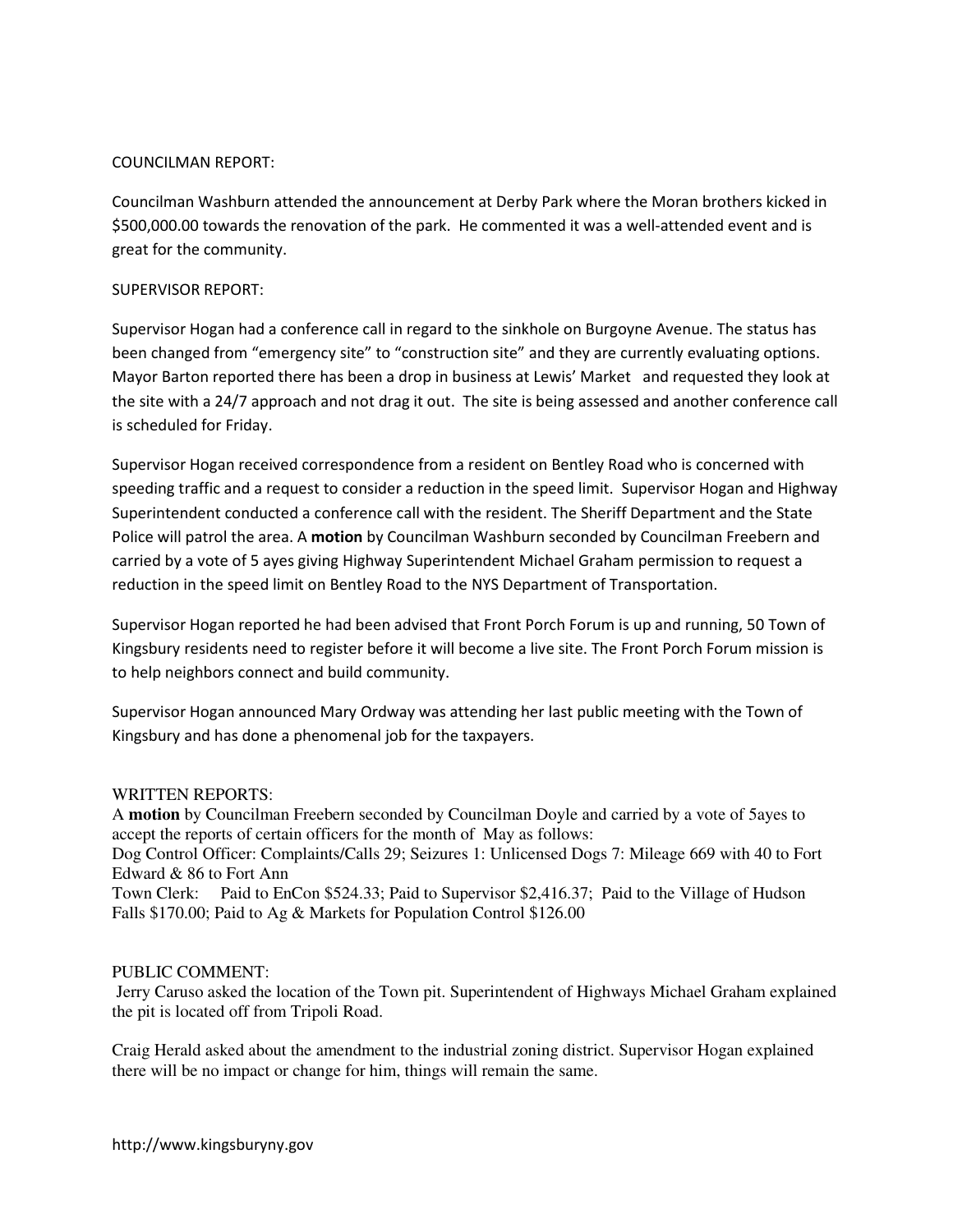COUNCILMAN REPORT:

Councilman Washburn attended the announcement at Derby Park where the Moran brothers kicked in $500,000.00 towards the renovation of the park. He commented it was a well-attended event and is great for the community.

SUPERVISOR REPORT:

Supervisor Hogan had a conference call in regard to the sinkhole on Burgoyne Avenue. The status has been changed from "emergency site" to "construction site" and they are currently evaluating options. Mayor Barton reported there has been a drop in business at Lewis' Market and requested they look at the site with a 24/7 approach and not drag it out. The site is being assessed and another conference call is scheduled for Friday.

Supervisor Hogan received correspondence from a resident on Bentley Road who is concerned with speeding traffic and a request to consider a reduction in the speed limit. Supervisor Hogan and Highway Superintendent conducted a conference call with the resident. The Sheriff Department and the State Police will patrol the area. A **motion** by Councilman Washburn seconded by Councilman Freebern and carried by a vote of 5 ayes giving Highway Superintendent Michael Graham permission to request a reduction in the speed limit on Bentley Road to the NYS Department of Transportation.

Supervisor Hogan reported he had been advised that Front Porch Forum is up and running, 50 Town of Kingsbury residents need to register before it will become a live site. The Front Porch Forum mission is to help neighbors connect and build community.

Supervisor Hogan announced Mary Ordway was attending her last public meeting with the Town of Kingsbury and has done a phenomenal job for the taxpayers.

WRITTEN REPORTS:

A **motion** by Councilman Freebern seconded by Councilman Doyle and carried by a vote of 5ayes to accept the reports of certain officers for the month of May as follows:

Dog Control Officer: Complaints/Calls 29; Seizures 1: Unlicensed Dogs 7: Mileage 669 with 40 to Fort Edward & 86 to Fort Ann

Town Clerk: Paid to EnCon $524.33; Paid to Supervisor $2,416.37; Paid to the Village of Hudson Falls $170.00; Paid to Ag & Markets for Population Control $126.00

PUBLIC COMMENT:

Jerry Caruso asked the location of the Town pit. Superintendent of Highways Michael Graham explained the pit is located off from Tripoli Road.

Craig Herald asked about the amendment to the industrial zoning district. Supervisor Hogan explained there will be no impact or change for him, things will remain the same.

http://www.kingsburyny.gov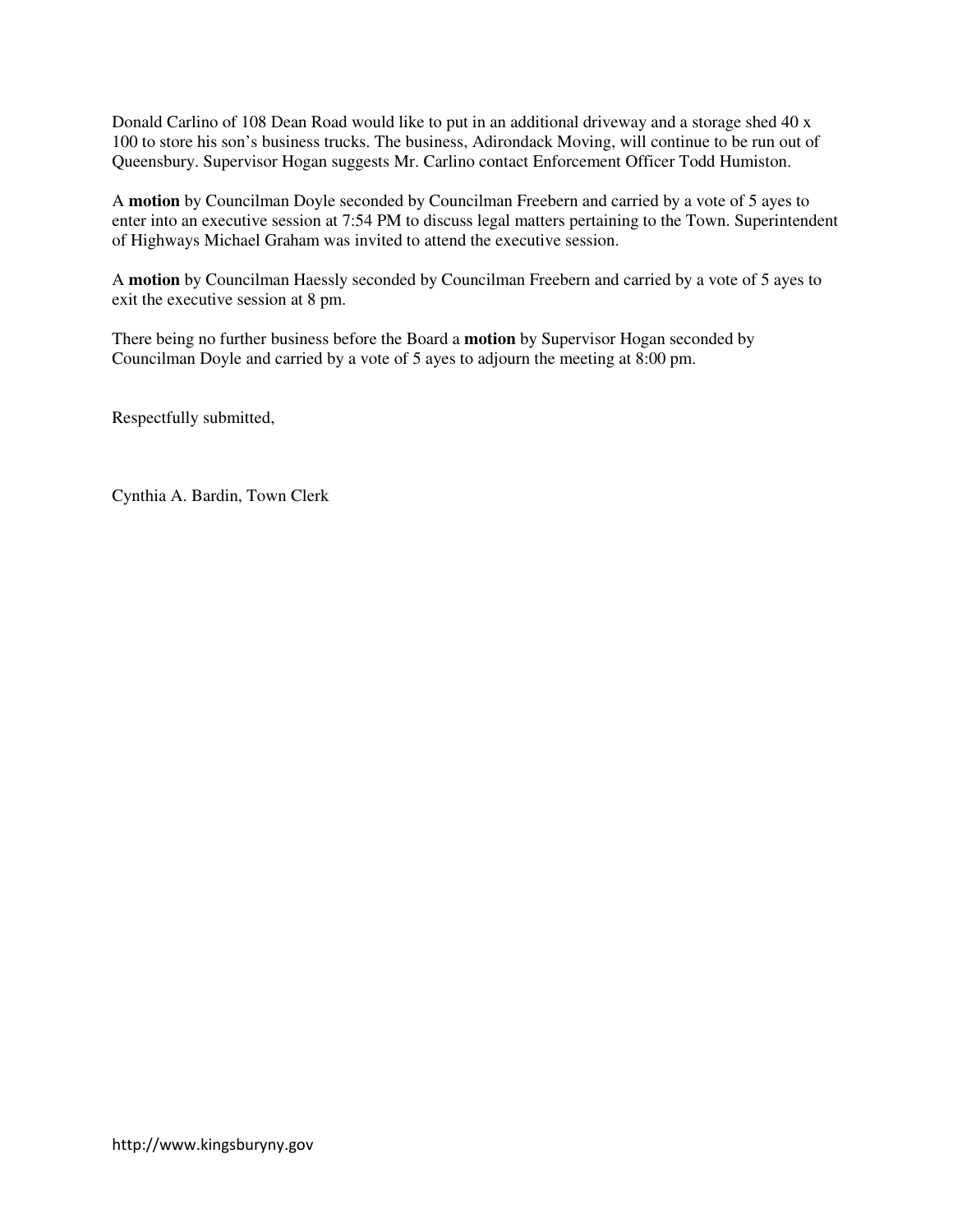Donald Carlino of 108 Dean Road would like to put in an additional driveway and a storage shed 40 x 100 to store his son's business trucks. The business, Adirondack Moving, will continue to be run out of Queensbury. Supervisor Hogan suggests Mr. Carlino contact Enforcement Officer Todd Humiston.

A **motion** by Councilman Doyle seconded by Councilman Freebern and carried by a vote of 5 ayes to enter into an executive session at 7:54 PM to discuss legal matters pertaining to the Town. Superintendent of Highways Michael Graham was invited to attend the executive session.

A **motion** by Councilman Haessly seconded by Councilman Freebern and carried by a vote of 5 ayes to exit the executive session at 8 pm.

There being no further business before the Board a **motion** by Supervisor Hogan seconded by Councilman Doyle and carried by a vote of 5 ayes to adjourn the meeting at 8:00 pm.

Respectfully submitted,

Cynthia A. Bardin, Town Clerk